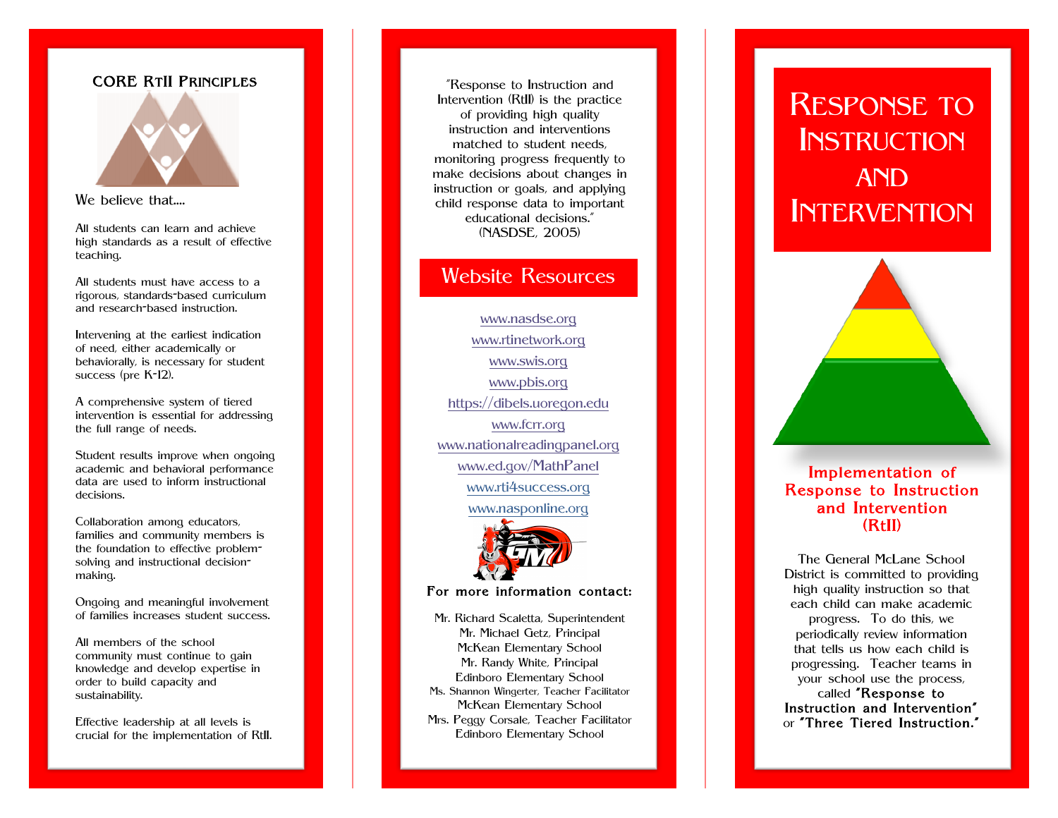## CORE RtII PRINCIPLES

We believe that....

All students can learn and achieve high standards as a result of effective teaching.

All students must have access to a rigorous, standards-based curriculum and research-based instruction.

Intervening at the earliest indication of need, either academically or behaviorally, is necessary for student success (pre K-12).

A comprehensive system of tiered intervention is essential for addressing the full range of needs.

Student results improve when ongoing academic and behavioral performance data are used to inform instructional decisions.

Collaboration among educators, families and community members is the foundation to effective problem-solving and instructional decision-making.

Ongoing and meaningful involvement of families increases student success.

All members of the school community must continue to gain knowledge and develop expertise in order to build capacity and sustainability.

Effective leadership at all levels is crucial for the implementation of RtII.

"Response to Instruction and Intervention (RtII) is the practice of providing high quality instruction and interventions matched to student needs, monitoring progress frequently to make decisions about changes in instruction or goals, and applying child response data to important educational decisions." (NASDSE, 2005)

## Website Resources

www.nasdse.org

www.rtinetwork.org

www.swis.org

www.pbis.org

https://dibels.uoregon.edu

www.fcrr.org

www.nationalreadingpanel.org

www.ed.gov/MathPanel

www.rti4success.org

www.nasponline.org

**For more information contact:**

Mr. Richard Scaletta, Superintendent
Mr. Michael Getz, Principal
McKean Elementary School
Mr. Randy White, Principal
Edinboro Elementary School
Ms. Shannon Wingerter, Teacher Facilitator
McKean Elementary School
Mrs. Peggy Corsale, Teacher Facilitator
Edinboro Elementary School

# RESPONSE TO INSTRUCTION AND INTERVENTION

### Implementation of Response to Instruction and Intervention (RtII)

The General McLane School District is committed to providing high quality instruction so that each child can make academic progress. To do this, we periodically review information that tells us how each child is progressing. Teacher teams in your school use the process, called **"Response to Instruction and Intervention"** or **"Three Tiered Instruction."**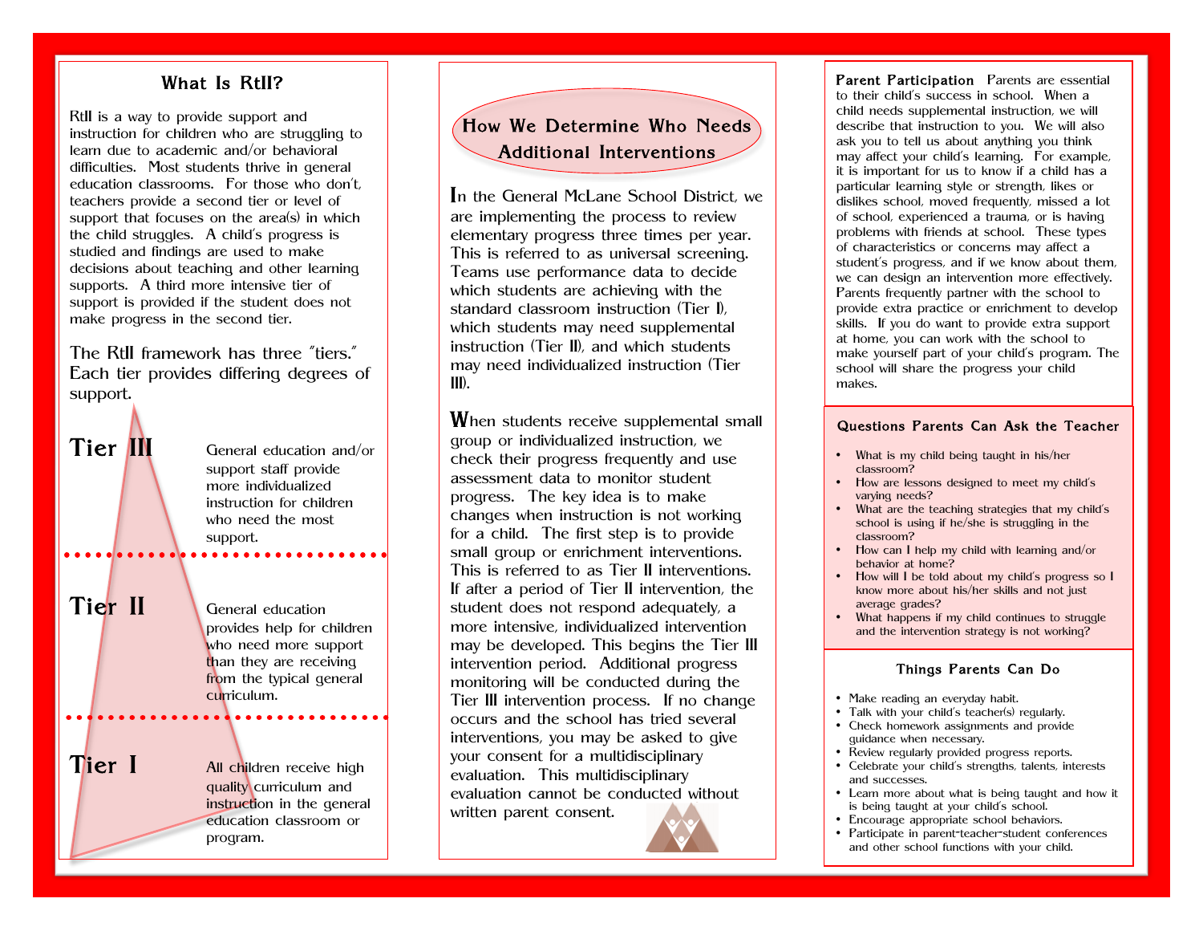## What Is RtII?

RtII is a way to provide support and instruction for children who are struggling to learn due to academic and/or behavioral difficulties. Most students thrive in general education classrooms. For those who don't, teachers provide a second tier or level of support that focuses on the area(s) in which the child struggles. A child's progress is studied and findings are used to make decisions about teaching and other learning supports. A third more intensive tier of support is provided if the student does not make progress in the second tier.

The RtII framework has three "tiers." Each tier provides differing degrees of support.

**Tier III** — General education and/or support staff provide more individualized instruction for children who need the most support.

**Tier II** — General education provides help for children who need more support than they are receiving from the typical general curriculum.

**Tier I** — All children receive high quality curriculum and instruction in the general education classroom or program.

## How We Determine Who Needs Additional Interventions

In the General McLane School District, we are implementing the process to review elementary progress three times per year. This is referred to as universal screening. Teams use performance data to decide which students are achieving with the standard classroom instruction (Tier I), which students may need supplemental instruction (Tier II), and which students may need individualized instruction (Tier III).

When students receive supplemental small group or individualized instruction, we check their progress frequently and use assessment data to monitor student progress. The key idea is to make changes when instruction is not working for a child. The first step is to provide small group or enrichment interventions. This is referred to as Tier II interventions. If after a period of Tier II intervention, the student does not respond adequately, a more intensive, individualized intervention may be developed. This begins the Tier III intervention period. Additional progress monitoring will be conducted during the Tier III intervention process. If no change occurs and the school has tried several interventions, you may be asked to give your consent for a multidisciplinary evaluation. This multidisciplinary evaluation cannot be conducted without written parent consent.

**Parent Participation** Parents are essential to their child's success in school. When a child needs supplemental instruction, we will describe that instruction to you. We will also ask you to tell us about anything you think may affect your child's learning. For example, it is important for us to know if a child has a particular learning style or strength, likes or dislikes school, moved frequently, missed a lot of school, experienced a trauma, or is having problems with friends at school. These types of characteristics or concerns may affect a student's progress, and if we know about them, we can design an intervention more effectively. Parents frequently partner with the school to provide extra practice or enrichment to develop skills. If you do want to provide extra support at home, you can work with the school to make yourself part of your child's program. The school will share the progress your child makes.

### Questions Parents Can Ask the Teacher

- What is my child being taught in his/her classroom?
- How are lessons designed to meet my child's varying needs?
- What are the teaching strategies that my child's school is using if he/she is struggling in the classroom?
- How can I help my child with learning and/or behavior at home?
- How will I be told about my child's progress so I know more about his/her skills and not just average grades?
- What happens if my child continues to struggle and the intervention strategy is not working?

### Things Parents Can Do

- Make reading an everyday habit.
- Talk with your child's teacher(s) regularly.
- Check homework assignments and provide guidance when necessary.
- Review regularly provided progress reports.
- Celebrate your child's strengths, talents, interests and successes.
- Learn more about what is being taught and how it is being taught at your child's school.
- Encourage appropriate school behaviors.
- Participate in parent-teacher-student conferences and other school functions with your child.